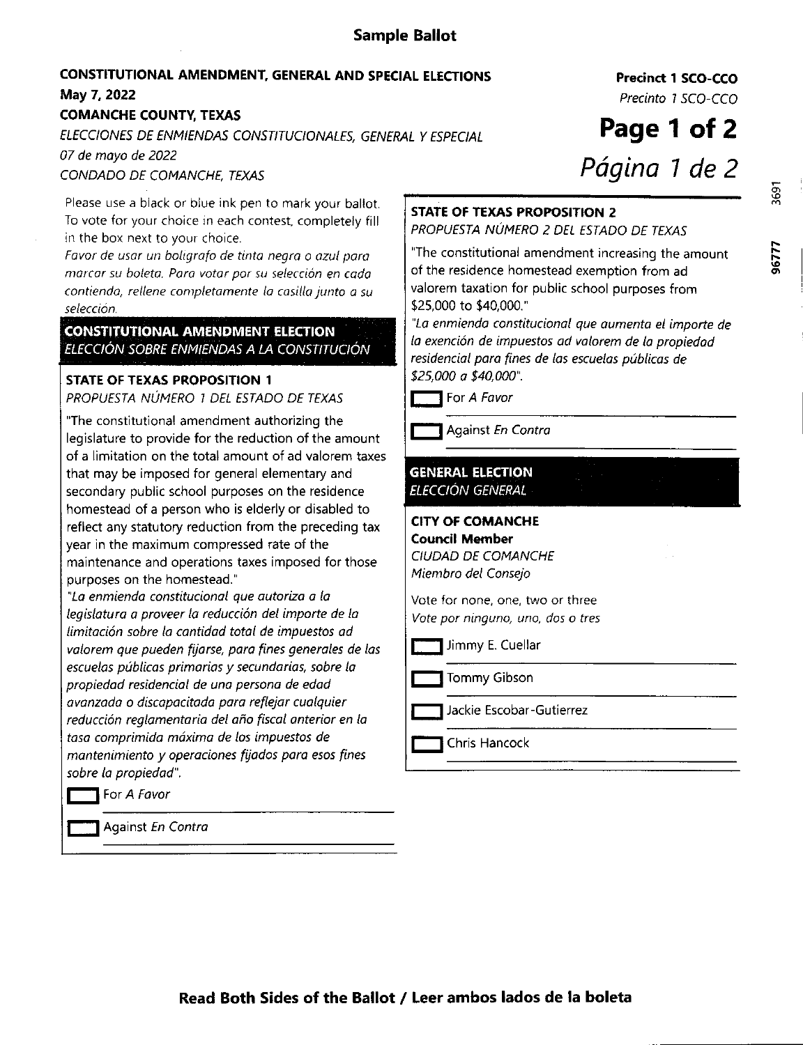# Sample Ballot

**CONSTITUTIONAL AMENDMENT, GENERAL AND SPECIAL ELECTIONS**
**May 7, 2022**
**COMANCHE COUNTY, TEXAS**
*ELECCIONES DE ENMIENDAS CONSTITUCIONALES, GENERAL Y ESPECIAL*
*07 de mayo de 2022*
*CONDADO DE COMANCHE, TEXAS*

**Precinct 1 SCO-CCO**
*Precinto 1 SCO-CCO*

Please use a black or blue ink pen to mark your ballot. To vote for your choice in each contest, completely fill in the box next to your choice.
*Favor de usar un bolígrafo de tinta negra o azul para marcar su boleta. Para votar por su selección en cada contienda, rellene completamente la casilla junto a su selección.*

## CONSTITUTIONAL AMENDMENT ELECTION
*ELECCIÓN SOBRE ENMIENDAS A LA CONSTITUCIÓN*

### STATE OF TEXAS PROPOSITION 1
*PROPUESTA NÚMERO 1 DEL ESTADO DE TEXAS*

"The constitutional amendment authorizing the legislature to provide for the reduction of the amount of a limitation on the total amount of ad valorem taxes that may be imposed for general elementary and secondary public school purposes on the residence homestead of a person who is elderly or disabled to reflect any statutory reduction from the preceding tax year in the maximum compressed rate of the maintenance and operations taxes imposed for those purposes on the homestead."
*"La enmienda constitucional que autoriza a la legislatura a proveer la reducción del importe de la limitación sobre la cantidad total de impuestos ad valorem que pueden fijarse, para fines generales de las escuelas públicas primarias y secundarias, sobre la propiedad residencial de una persona de edad avanzada o discapacitada para reflejar cualquier reducción reglamentaria del año fiscal anterior en la tasa comprimida máxima de los impuestos de mantenimiento y operaciones fijados para esos fines sobre la propiedad".*

- [ ] For *A Favor*
- [ ] Against *En Contra*

### STATE OF TEXAS PROPOSITION 2
*PROPUESTA NÚMERO 2 DEL ESTADO DE TEXAS*

"The constitutional amendment increasing the amount of the residence homestead exemption from ad valorem taxation for public school purposes from $25,000 to $40,000."
*"La enmienda constitucional que aumenta el importe de la exención de impuestos ad valorem de la propiedad residencial para fines de las escuelas públicas de $25,000 a $40,000".*

- [ ] For *A Favor*
- [ ] Against *En Contra*

## GENERAL ELECTION
*ELECCIÓN GENERAL*

### CITY OF COMANCHE
**Council Member**
*CIUDAD DE COMANCHE*
*Miembro del Consejo*

Vote for none, one, two or three
*Vote por ninguno, uno, dos o tres*

- [ ] Jimmy E. Cuellar
- [ ] Tommy Gibson
- [ ] Jackie Escobar-Gutierrez
- [ ] Chris Hancock

**Read Both Sides of the Ballot / Leer ambos lados de la boleta**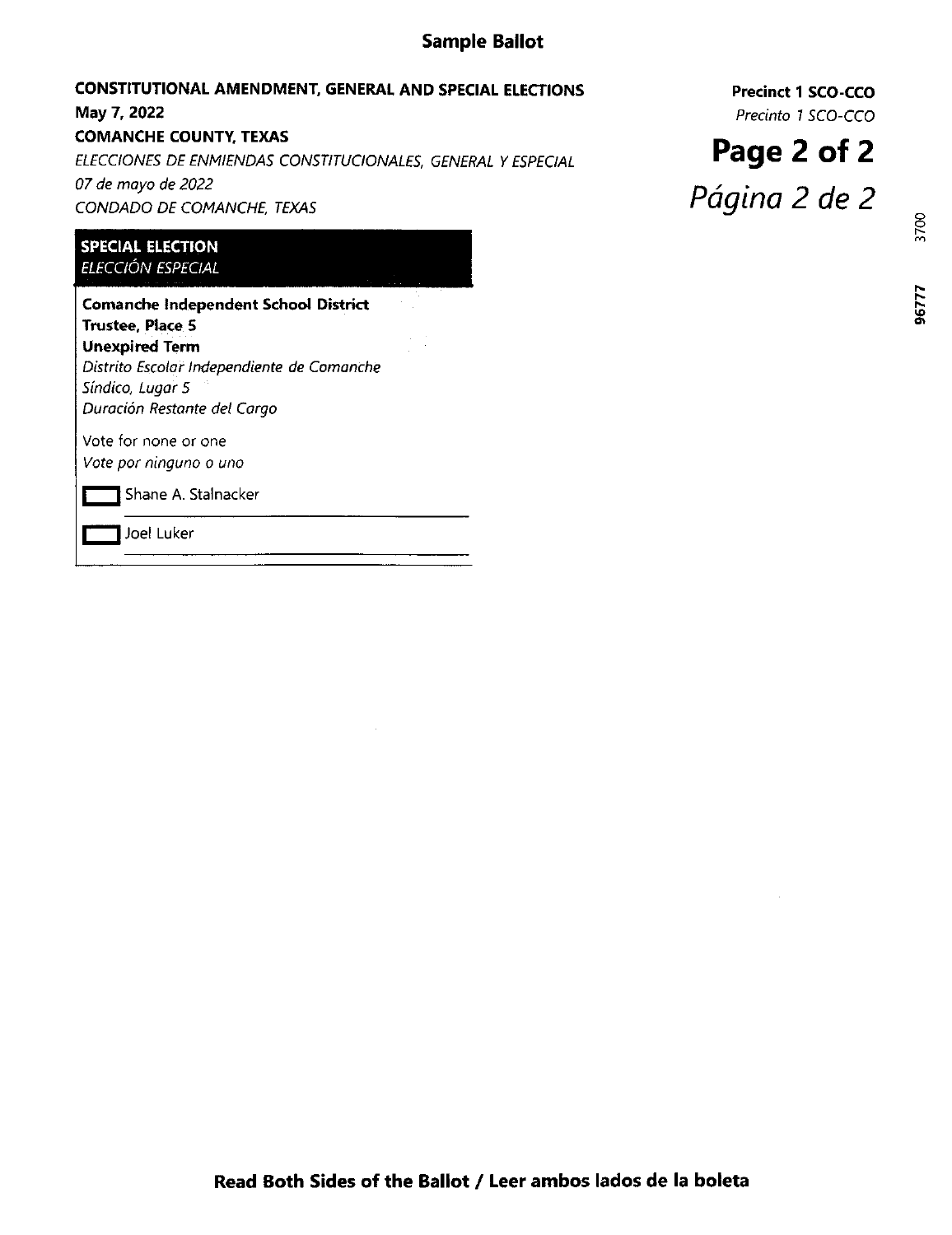**Sample Ballot**

**CONSTITUTIONAL AMENDMENT, GENERAL AND SPECIAL ELECTIONS**
**May 7, 2022**
**COMANCHE COUNTY, TEXAS**
*ELECCIONES DE ENMIENDAS CONSTITUCIONALES, GENERAL Y ESPECIAL*
*07 de mayo de 2022*
*CONDADO DE COMANCHE, TEXAS*

**Precinct 1 SCO-CCO**
*Precinto 1 SCO-CCO*

## SPECIAL ELECTION
*ELECCIÓN ESPECIAL*

**Comanche Independent School District**
**Trustee, Place 5**
**Unexpired Term**
*Distrito Escolar Independiente de Comanche*
*Síndico, Lugar 5*
*Duración Restante del Cargo*

Vote for none or one
*Vote por ninguno o uno*

- [ ] Shane A. Stalnacker
- [ ] Joel Luker

**Read Both Sides of the Ballot / Leer ambos lados de la boleta**